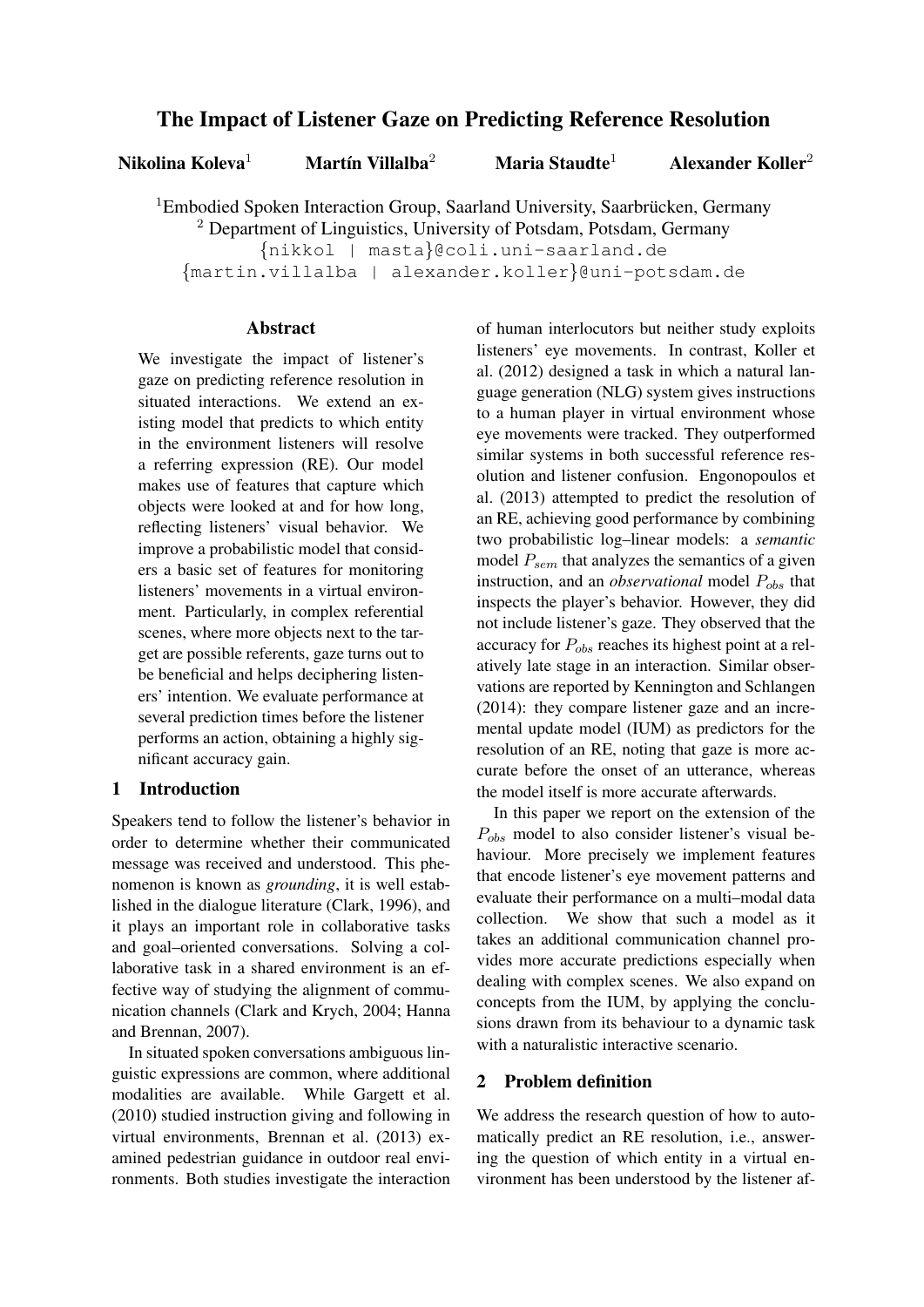# The Impact of Listener Gaze on Predicting Reference Resolution

**Nikolina Koleva**[1] **Martín Villalba**[2] **Maria Staudte**[1] **Alexander Koller**[2]

[1]Embodied Spoken Interaction Group, Saarland University, Saarbrücken, Germany
[2] Department of Linguistics, University of Potsdam, Potsdam, Germany
{nikkol | masta}@coli.uni-saarland.de
{martin.villalba | alexander.koller}@uni-potsdam.de

## Abstract

We investigate the impact of listener's gaze on predicting reference resolution in situated interactions. We extend an existing model that predicts to which entity in the environment listeners will resolve a referring expression (RE). Our model makes use of features that capture which objects were looked at and for how long, reflecting listeners' visual behavior. We improve a probabilistic model that considers a basic set of features for monitoring listeners' movements in a virtual environment. Particularly, in complex referential scenes, where more objects next to the target are possible referents, gaze turns out to be beneficial and helps deciphering listeners' intention. We evaluate performance at several prediction times before the listener performs an action, obtaining a highly significant accuracy gain.

## 1 Introduction

Speakers tend to follow the listener's behavior in order to determine whether their communicated message was received and understood. This phenomenon is known as *grounding*, it is well established in the dialogue literature (Clark, 1996), and it plays an important role in collaborative tasks and goal–oriented conversations. Solving a collaborative task in a shared environment is an effective way of studying the alignment of communication channels (Clark and Krych, 2004; Hanna and Brennan, 2007).

In situated spoken conversations ambiguous linguistic expressions are common, where additional modalities are available. While Gargett et al. (2010) studied instruction giving and following in virtual environments, Brennan et al. (2013) examined pedestrian guidance in outdoor real environments. Both studies investigate the interaction of human interlocutors but neither study exploits listeners' eye movements. In contrast, Koller et al. (2012) designed a task in which a natural language generation (NLG) system gives instructions to a human player in virtual environment whose eye movements were tracked. They outperformed similar systems in both successful reference resolution and listener confusion. Engonopoulos et al. (2013) attempted to predict the resolution of an RE, achieving good performance by combining two probabilistic log–linear models: a *semantic* model $P_{sem}$ that analyzes the semantics of a given instruction, and an *observational* model $P_{obs}$ that inspects the player's behavior. However, they did not include listener's gaze. They observed that the accuracy for $P_{obs}$ reaches its highest point at a relatively late stage in an interaction. Similar observations are reported by Kennington and Schlangen (2014): they compare listener gaze and an incremental update model (IUM) as predictors for the resolution of an RE, noting that gaze is more accurate before the onset of an utterance, whereas the model itself is more accurate afterwards.

In this paper we report on the extension of the $P_{obs}$ model to also consider listener's visual behaviour. More precisely we implement features that encode listener's eye movement patterns and evaluate their performance on a multi–modal data collection. We show that such a model as it takes an additional communication channel provides more accurate predictions especially when dealing with complex scenes. We also expand on concepts from the IUM, by applying the conclusions drawn from its behaviour to a dynamic task with a naturalistic interactive scenario.

## 2 Problem definition

We address the research question of how to automatically predict an RE resolution, i.e., answering the question of which entity in a virtual environment has been understood by the listener af-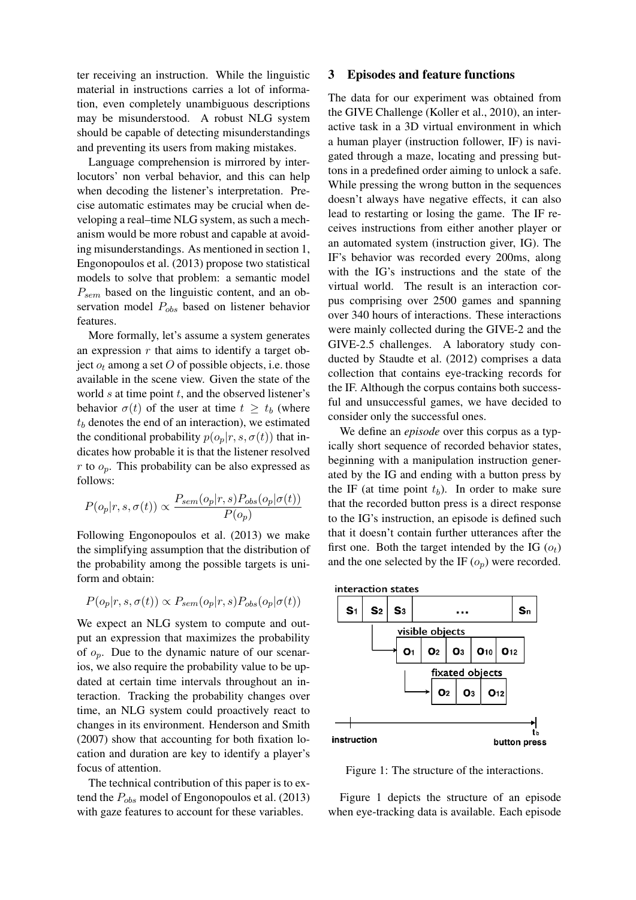ter receiving an instruction. While the linguistic material in instructions carries a lot of information, even completely unambiguous descriptions may be misunderstood. A robust NLG system should be capable of detecting misunderstandings and preventing its users from making mistakes.

Language comprehension is mirrored by interlocutors' non verbal behavior, and this can help when decoding the listener's interpretation. Precise automatic estimates may be crucial when developing a real–time NLG system, as such a mechanism would be more robust and capable at avoiding misunderstandings. As mentioned in section 1, Engonopoulos et al. (2013) propose two statistical models to solve that problem: a semantic model $P_{sem}$ based on the linguistic content, and an observation model $P_{obs}$ based on listener behavior features.

More formally, let's assume a system generates an expression $r$ that aims to identify a target object $o_t$ among a set $O$ of possible objects, i.e. those available in the scene view. Given the state of the world $s$ at time point $t$, and the observed listener's behavior $\sigma(t)$ of the user at time $t \geq t_b$ (where $t_b$ denotes the end of an interaction), we estimated the conditional probability $p(o_p|r, s, \sigma(t))$ that indicates how probable it is that the listener resolved $r$ to $o_p$. This probability can be also expressed as follows:

$$P(o_p|r, s, \sigma(t)) \propto \frac{P_{sem}(o_p|r, s) P_{obs}(o_p|\sigma(t))}{P(o_p)}$$

Following Engonopoulos et al. (2013) we make the simplifying assumption that the distribution of the probability among the possible targets is uniform and obtain:

$$P(o_p|r, s, \sigma(t)) \propto P_{sem}(o_p|r, s) P_{obs}(o_p|\sigma(t))$$

We expect an NLG system to compute and output an expression that maximizes the probability of $o_p$. Due to the dynamic nature of our scenarios, we also require the probability value to be updated at certain time intervals throughout an interaction. Tracking the probability changes over time, an NLG system could proactively react to changes in its environment. Henderson and Smith (2007) show that accounting for both fixation location and duration are key to identify a player's focus of attention.

The technical contribution of this paper is to extend the $P_{obs}$ model of Engonopoulos et al. (2013) with gaze features to account for these variables.

## 3 Episodes and feature functions

The data for our experiment was obtained from the GIVE Challenge (Koller et al., 2010), an interactive task in a 3D virtual environment in which a human player (instruction follower, IF) is navigated through a maze, locating and pressing buttons in a predefined order aiming to unlock a safe. While pressing the wrong button in the sequences doesn't always have negative effects, it can also lead to restarting or losing the game. The IF receives instructions from either another player or an automated system (instruction giver, IG). The IF's behavior was recorded every 200ms, along with the IG's instructions and the state of the virtual world. The result is an interaction corpus comprising over 2500 games and spanning over 340 hours of interactions. These interactions were mainly collected during the GIVE-2 and the GIVE-2.5 challenges. A laboratory study conducted by Staudte et al. (2012) comprises a data collection that contains eye-tracking records for the IF. Although the corpus contains both successful and unsuccessful games, we have decided to consider only the successful ones.

We define an *episode* over this corpus as a typically short sequence of recorded behavior states, beginning with a manipulation instruction generated by the IG and ending with a button press by the IF (at time point $t_b$). In order to make sure that the recorded button press is a direct response to the IG's instruction, an episode is defined such that it doesn't contain further utterances after the first one. Both the target intended by the IG ($o_t$) and the one selected by the IF ($o_p$) were recorded.

Figure 1: The structure of the interactions.

Figure 1 depicts the structure of an episode when eye-tracking data is available. Each episode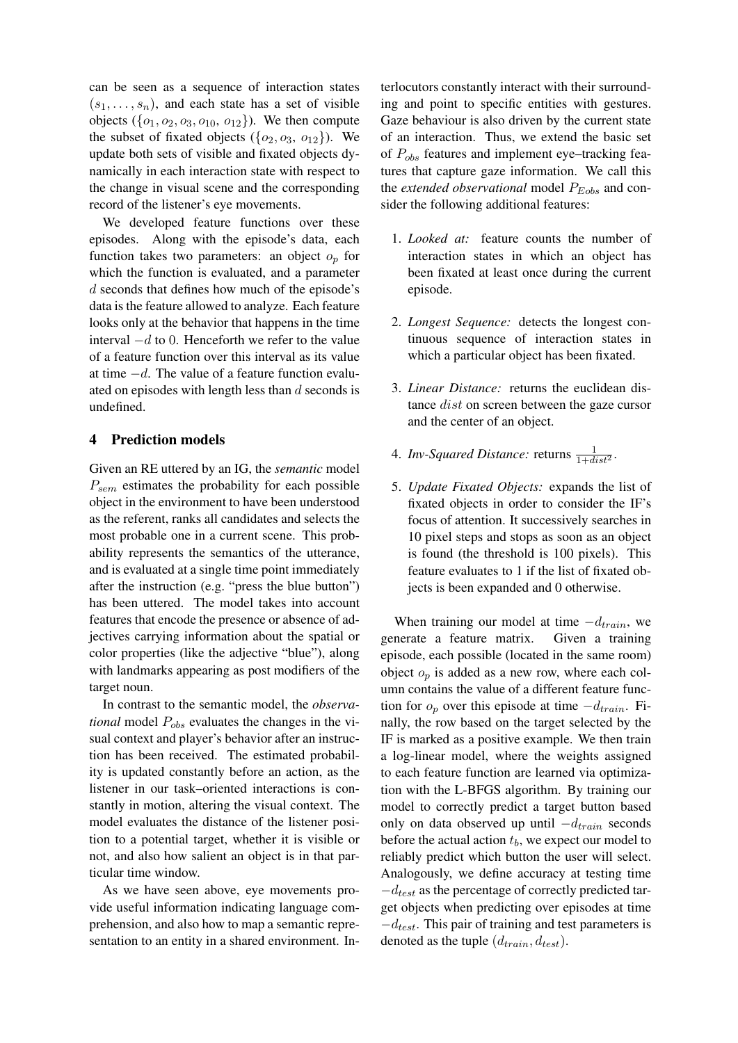can be seen as a sequence of interaction states $(s_1, \ldots, s_n)$, and each state has a set of visible objects $(\{o_1, o_2, o_3, o_{10}, o_{12}\})$. We then compute the subset of fixated objects $(\{o_2, o_3, o_{12}\})$. We update both sets of visible and fixated objects dynamically in each interaction state with respect to the change in visual scene and the corresponding record of the listener's eye movements.

We developed feature functions over these episodes. Along with the episode's data, each function takes two parameters: an object $o_p$ for which the function is evaluated, and a parameter $d$ seconds that defines how much of the episode's data is the feature allowed to analyze. Each feature looks only at the behavior that happens in the time interval $-d$ to $0$. Henceforth we refer to the value of a feature function over this interval as its value at time $-d$. The value of a feature function evaluated on episodes with length less than $d$ seconds is undefined.

## 4 Prediction models

Given an RE uttered by an IG, the *semantic* model $P_{sem}$ estimates the probability for each possible object in the environment to have been understood as the referent, ranks all candidates and selects the most probable one in a current scene. This probability represents the semantics of the utterance, and is evaluated at a single time point immediately after the instruction (e.g. "press the blue button") has been uttered. The model takes into account features that encode the presence or absence of adjectives carrying information about the spatial or color properties (like the adjective "blue"), along with landmarks appearing as post modifiers of the target noun.

In contrast to the semantic model, the *observational* model $P_{obs}$ evaluates the changes in the visual context and player's behavior after an instruction has been received. The estimated probability is updated constantly before an action, as the listener in our task–oriented interactions is constantly in motion, altering the visual context. The model evaluates the distance of the listener position to a potential target, whether it is visible or not, and also how salient an object is in that particular time window.

As we have seen above, eye movements provide useful information indicating language comprehension, and also how to map a semantic representation to an entity in a shared environment. Interlocutors constantly interact with their surrounding and point to specific entities with gestures. Gaze behaviour is also driven by the current state of an interaction. Thus, we extend the basic set of $P_{obs}$ features and implement eye–tracking features that capture gaze information. We call this the *extended observational* model $P_{Eobs}$ and consider the following additional features:

1. *Looked at:* feature counts the number of interaction states in which an object has been fixated at least once during the current episode.
2. *Longest Sequence:* detects the longest continuous sequence of interaction states in which a particular object has been fixated.
3. *Linear Distance:* returns the euclidean distance $dist$ on screen between the gaze cursor and the center of an object.
4. *Inv-Squared Distance:* returns $\frac{1}{1+dist^2}$.
5. *Update Fixated Objects:* expands the list of fixated objects in order to consider the IF's focus of attention. It successively searches in 10 pixel steps and stops as soon as an object is found (the threshold is 100 pixels). This feature evaluates to 1 if the list of fixated objects is been expanded and 0 otherwise.

When training our model at time $-d_{train}$, we generate a feature matrix. Given a training episode, each possible (located in the same room) object $o_p$ is added as a new row, where each column contains the value of a different feature function for $o_p$ over this episode at time $-d_{train}$. Finally, the row based on the target selected by the IF is marked as a positive example. We then train a log-linear model, where the weights assigned to each feature function are learned via optimization with the L-BFGS algorithm. By training our model to correctly predict a target button based only on data observed up until $-d_{train}$ seconds before the actual action $t_b$, we expect our model to reliably predict which button the user will select. Analogously, we define accuracy at testing time $-d_{test}$ as the percentage of correctly predicted target objects when predicting over episodes at time $-d_{test}$. This pair of training and test parameters is denoted as the tuple $(d_{train}, d_{test})$.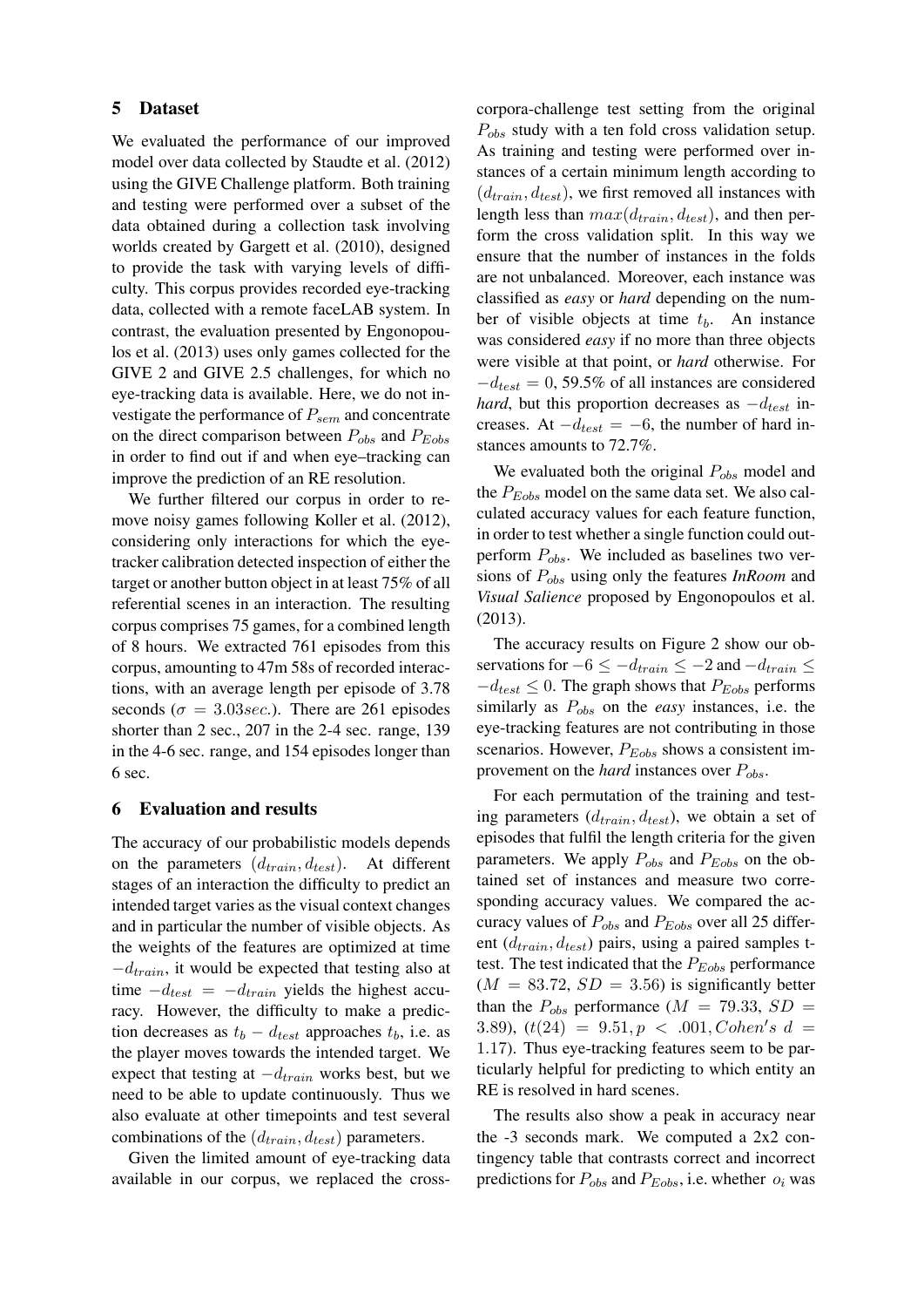## 5 Dataset

We evaluated the performance of our improved model over data collected by Staudte et al. (2012) using the GIVE Challenge platform. Both training and testing were performed over a subset of the data obtained during a collection task involving worlds created by Gargett et al. (2010), designed to provide the task with varying levels of difficulty. This corpus provides recorded eye-tracking data, collected with a remote faceLAB system. In contrast, the evaluation presented by Engonopoulos et al. (2013) uses only games collected for the GIVE 2 and GIVE 2.5 challenges, for which no eye-tracking data is available. Here, we do not investigate the performance of $P_{sem}$ and concentrate on the direct comparison between $P_{obs}$ and $P_{Eobs}$ in order to find out if and when eye–tracking can improve the prediction of an RE resolution.

We further filtered our corpus in order to remove noisy games following Koller et al. (2012), considering only interactions for which the eye-tracker calibration detected inspection of either the target or another button object in at least 75% of all referential scenes in an interaction. The resulting corpus comprises 75 games, for a combined length of 8 hours. We extracted 761 episodes from this corpus, amounting to 47m 58s of recorded interactions, with an average length per episode of 3.78 seconds ($\sigma = 3.03sec.$). There are 261 episodes shorter than 2 sec., 207 in the 2-4 sec. range, 139 in the 4-6 sec. range, and 154 episodes longer than 6 sec.

## 6 Evaluation and results

The accuracy of our probabilistic models depends on the parameters $(d_{train}, d_{test})$. At different stages of an interaction the difficulty to predict an intended target varies as the visual context changes and in particular the number of visible objects. As the weights of the features are optimized at time $-d_{train}$, it would be expected that testing also at time $-d_{test} = -d_{train}$ yields the highest accuracy. However, the difficulty to make a prediction decreases as $t_b - d_{test}$ approaches $t_b$, i.e. as the player moves towards the intended target. We expect that testing at $-d_{train}$ works best, but we need to be able to update continuously. Thus we also evaluate at other timepoints and test several combinations of the $(d_{train}, d_{test})$ parameters.

Given the limited amount of eye-tracking data available in our corpus, we replaced the cross-corpora-challenge test setting from the original $P_{obs}$ study with a ten fold cross validation setup. As training and testing were performed over instances of a certain minimum length according to $(d_{train}, d_{test})$, we first removed all instances with length less than $max(d_{train}, d_{test})$, and then perform the cross validation split. In this way we ensure that the number of instances in the folds are not unbalanced. Moreover, each instance was classified as *easy* or *hard* depending on the number of visible objects at time $t_b$. An instance was considered *easy* if no more than three objects were visible at that point, or *hard* otherwise. For $-d_{test} = 0$, 59.5% of all instances are considered *hard*, but this proportion decreases as $-d_{test}$ increases. At $-d_{test} = -6$, the number of hard instances amounts to 72.7%.

We evaluated both the original $P_{obs}$ model and the $P_{Eobs}$ model on the same data set. We also calculated accuracy values for each feature function, in order to test whether a single function could outperform $P_{obs}$. We included as baselines two versions of $P_{obs}$ using only the features *InRoom* and *Visual Salience* proposed by Engonopoulos et al. (2013).

The accuracy results on Figure 2 show our observations for $-6 \leq -d_{train} \leq -2$ and $-d_{train} \leq -d_{test} \leq 0$. The graph shows that $P_{Eobs}$ performs similarly as $P_{obs}$ on the *easy* instances, i.e. the eye-tracking features are not contributing in those scenarios. However, $P_{Eobs}$ shows a consistent improvement on the *hard* instances over $P_{obs}$.

For each permutation of the training and testing parameters $(d_{train}, d_{test})$, we obtain a set of episodes that fulfil the length criteria for the given parameters. We apply $P_{obs}$ and $P_{Eobs}$ on the obtained set of instances and measure two corresponding accuracy values. We compared the accuracy values of $P_{obs}$ and $P_{Eobs}$ over all 25 different $(d_{train}, d_{test})$ pairs, using a paired samples t-test. The test indicated that the $P_{Eobs}$ performance ($M = 83.72$, $SD = 3.56$) is significantly better than the $P_{obs}$ performance ($M = 79.33$, $SD = 3.89$), ($t(24) = 9.51, p < .001, Cohen's\ d = 1.17$). Thus eye-tracking features seem to be particularly helpful for predicting to which entity an RE is resolved in hard scenes.

The results also show a peak in accuracy near the -3 seconds mark. We computed a 2x2 contingency table that contrasts correct and incorrect predictions for $P_{obs}$ and $P_{Eobs}$, i.e. whether $o_i$ was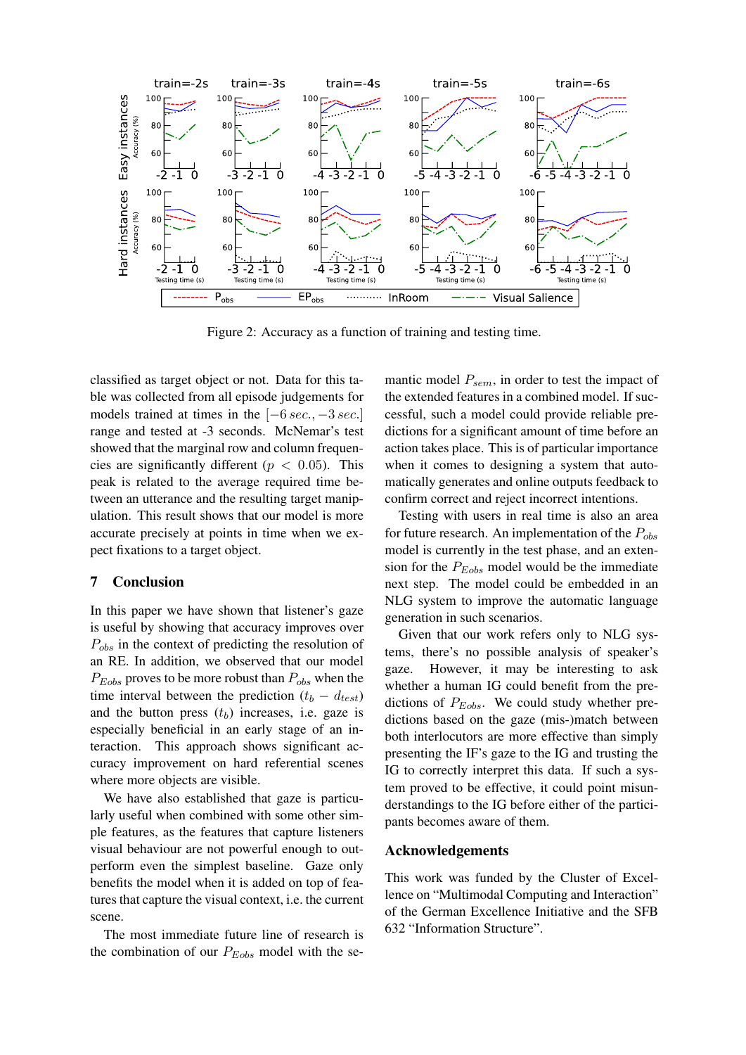Figure 2: Accuracy as a function of training and testing time.

classified as target object or not. Data for this table was collected from all episode judgements for models trained at times in the $[-6\,sec., -3\,sec.]$ range and tested at -3 seconds. McNemar's test showed that the marginal row and column frequencies are significantly different ($p < 0.05$). This peak is related to the average required time between an utterance and the resulting target manipulation. This result shows that our model is more accurate precisely at points in time when we expect fixations to a target object.

## 7 Conclusion

In this paper we have shown that listener's gaze is useful by showing that accuracy improves over $P_{obs}$ in the context of predicting the resolution of an RE. In addition, we observed that our model $P_{Eobs}$ proves to be more robust than $P_{obs}$ when the time interval between the prediction ($t_b - d_{test}$) and the button press ($t_b$) increases, i.e. gaze is especially beneficial in an early stage of an interaction. This approach shows significant accuracy improvement on hard referential scenes where more objects are visible.

We have also established that gaze is particularly useful when combined with some other simple features, as the features that capture listeners visual behaviour are not powerful enough to outperform even the simplest baseline. Gaze only benefits the model when it is added on top of features that capture the visual context, i.e. the current scene.

The most immediate future line of research is the combination of our $P_{Eobs}$ model with the semantic model $P_{sem}$, in order to test the impact of the extended features in a combined model. If successful, such a model could provide reliable predictions for a significant amount of time before an action takes place. This is of particular importance when it comes to designing a system that automatically generates and online outputs feedback to confirm correct and reject incorrect intentions.

Testing with users in real time is also an area for future research. An implementation of the $P_{obs}$ model is currently in the test phase, and an extension for the $P_{Eobs}$ model would be the immediate next step. The model could be embedded in an NLG system to improve the automatic language generation in such scenarios.

Given that our work refers only to NLG systems, there's no possible analysis of speaker's gaze. However, it may be interesting to ask whether a human IG could benefit from the predictions of $P_{Eobs}$. We could study whether predictions based on the gaze (mis-)match between both interlocutors are more effective than simply presenting the IF's gaze to the IG and trusting the IG to correctly interpret this data. If such a system proved to be effective, it could point misunderstandings to the IG before either of the participants becomes aware of them.

## Acknowledgements

This work was funded by the Cluster of Excellence on "Multimodal Computing and Interaction" of the German Excellence Initiative and the SFB 632 "Information Structure".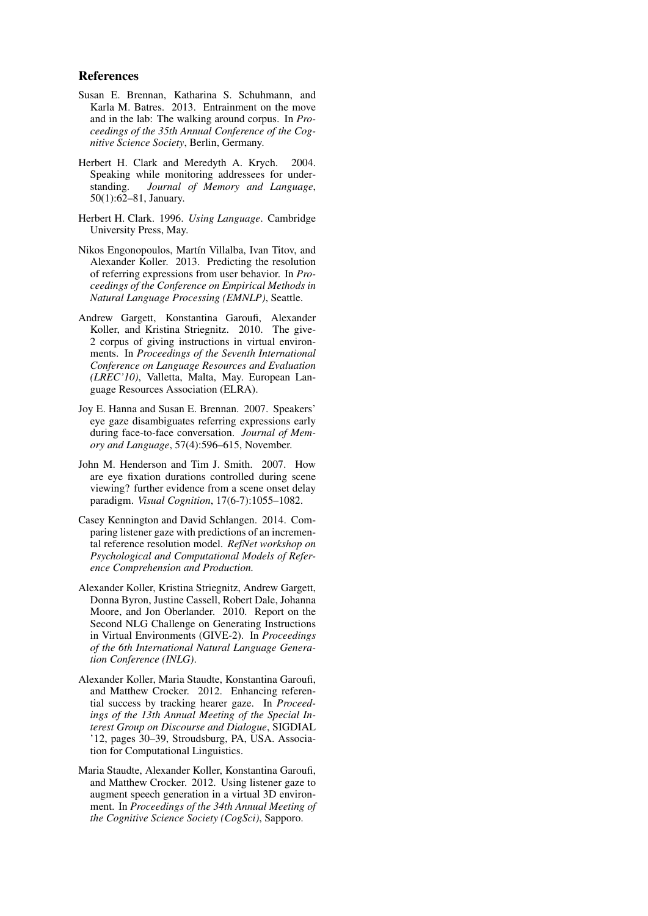## References

Susan E. Brennan, Katharina S. Schuhmann, and Karla M. Batres. 2013. Entrainment on the move and in the lab: The walking around corpus. In *Proceedings of the 35th Annual Conference of the Cognitive Science Society*, Berlin, Germany.

Herbert H. Clark and Meredyth A. Krych. 2004. Speaking while monitoring addressees for understanding. *Journal of Memory and Language*, 50(1):62–81, January.

Herbert H. Clark. 1996. *Using Language*. Cambridge University Press, May.

Nikos Engonopoulos, Martín Villalba, Ivan Titov, and Alexander Koller. 2013. Predicting the resolution of referring expressions from user behavior. In *Proceedings of the Conference on Empirical Methods in Natural Language Processing (EMNLP)*, Seattle.

Andrew Gargett, Konstantina Garoufi, Alexander Koller, and Kristina Striegnitz. 2010. The give-2 corpus of giving instructions in virtual environments. In *Proceedings of the Seventh International Conference on Language Resources and Evaluation (LREC'10)*, Valletta, Malta, May. European Language Resources Association (ELRA).

Joy E. Hanna and Susan E. Brennan. 2007. Speakers' eye gaze disambiguates referring expressions early during face-to-face conversation. *Journal of Memory and Language*, 57(4):596–615, November.

John M. Henderson and Tim J. Smith. 2007. How are eye fixation durations controlled during scene viewing? further evidence from a scene onset delay paradigm. *Visual Cognition*, 17(6-7):1055–1082.

Casey Kennington and David Schlangen. 2014. Comparing listener gaze with predictions of an incremental reference resolution model. *RefNet workshop on Psychological and Computational Models of Reference Comprehension and Production.*

Alexander Koller, Kristina Striegnitz, Andrew Gargett, Donna Byron, Justine Cassell, Robert Dale, Johanna Moore, and Jon Oberlander. 2010. Report on the Second NLG Challenge on Generating Instructions in Virtual Environments (GIVE-2). In *Proceedings of the 6th International Natural Language Generation Conference (INLG)*.

Alexander Koller, Maria Staudte, Konstantina Garoufi, and Matthew Crocker. 2012. Enhancing referential success by tracking hearer gaze. In *Proceedings of the 13th Annual Meeting of the Special Interest Group on Discourse and Dialogue*, SIGDIAL '12, pages 30–39, Stroudsburg, PA, USA. Association for Computational Linguistics.

Maria Staudte, Alexander Koller, Konstantina Garoufi, and Matthew Crocker. 2012. Using listener gaze to augment speech generation in a virtual 3D environment. In *Proceedings of the 34th Annual Meeting of the Cognitive Science Society (CogSci)*, Sapporo.